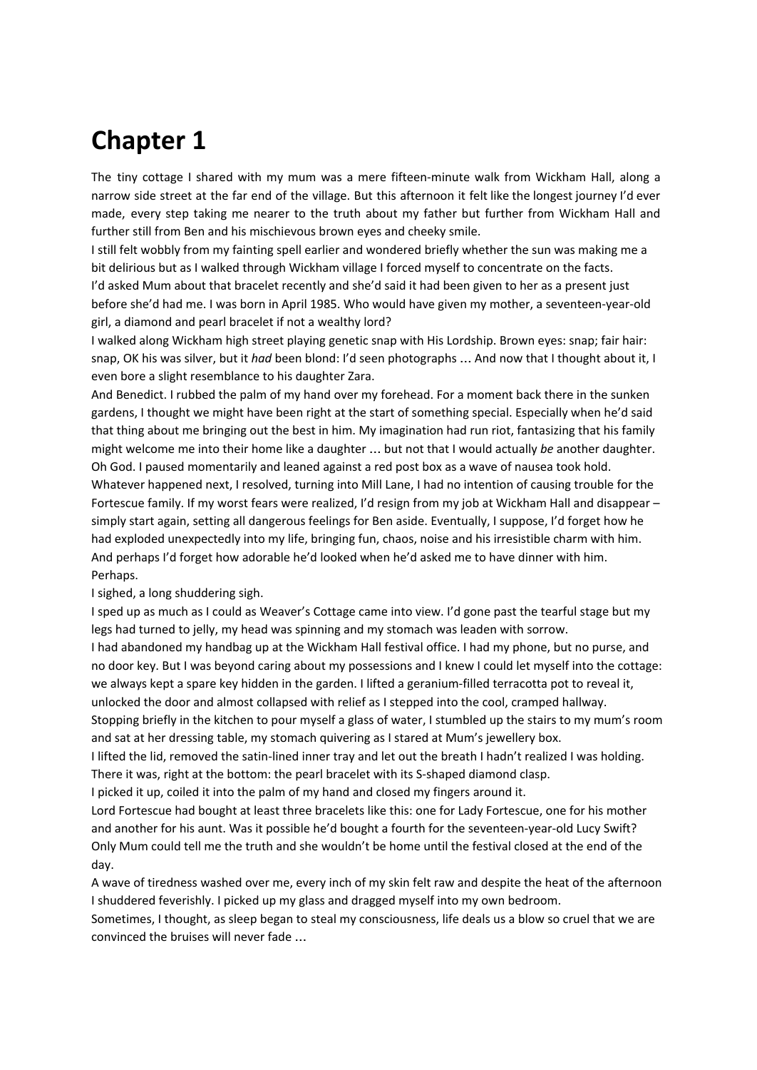# Chapter 1

The tiny cottage I shared with my mum was a mere fifteen-minute walk from Wickham Hall, along a narrow side street at the far end of the village. But this afternoon it felt like the longest journey I'd ever made, every step taking me nearer to the truth about my father but further from Wickham Hall and further still from Ben and his mischievous brown eyes and cheeky smile.

I still felt wobbly from my fainting spell earlier and wondered briefly whether the sun was making me a bit delirious but as I walked through Wickham village I forced myself to concentrate on the facts.

I'd asked Mum about that bracelet recently and she'd said it had been given to her as a present just before she'd had me. I was born in April 1985. Who would have given my mother, a seventeen-year-old girl, a diamond and pearl bracelet if not a wealthy lord?

I walked along Wickham high street playing genetic snap with His Lordship. Brown eyes: snap; fair hair: snap, OK his was silver, but it *had* been blond: I'd seen photographs … And now that I thought about it, I even bore a slight resemblance to his daughter Zara.

And Benedict. I rubbed the palm of my hand over my forehead. For a moment back there in the sunken gardens, I thought we might have been right at the start of something special. Especially when he'd said that thing about me bringing out the best in him. My imagination had run riot, fantasizing that his family might welcome me into their home like a daughter … but not that I would actually *be* another daughter.

Oh God. I paused momentarily and leaned against a red post box as a wave of nausea took hold.

Whatever happened next, I resolved, turning into Mill Lane, I had no intention of causing trouble for the Fortescue family. If my worst fears were realized, I'd resign from my job at Wickham Hall and disappear – simply start again, setting all dangerous feelings for Ben aside. Eventually, I suppose, I'd forget how he had exploded unexpectedly into my life, bringing fun, chaos, noise and his irresistible charm with him. And perhaps I'd forget how adorable he'd looked when he'd asked me to have dinner with him.

Perhaps.

I sighed, a long shuddering sigh.

I sped up as much as I could as Weaver's Cottage came into view. I'd gone past the tearful stage but my legs had turned to jelly, my head was spinning and my stomach was leaden with sorrow.

I had abandoned my handbag up at the Wickham Hall festival office. I had my phone, but no purse, and no door key. But I was beyond caring about my possessions and I knew I could let myself into the cottage: we always kept a spare key hidden in the garden. I lifted a geranium-filled terracotta pot to reveal it, unlocked the door and almost collapsed with relief as I stepped into the cool, cramped hallway.

Stopping briefly in the kitchen to pour myself a glass of water, I stumbled up the stairs to my mum's room and sat at her dressing table, my stomach quivering as I stared at Mum's jewellery box.

I lifted the lid, removed the satin-lined inner tray and let out the breath I hadn't realized I was holding. There it was, right at the bottom: the pearl bracelet with its S-shaped diamond clasp.

I picked it up, coiled it into the palm of my hand and closed my fingers around it.

Lord Fortescue had bought at least three bracelets like this: one for Lady Fortescue, one for his mother and another for his aunt. Was it possible he'd bought a fourth for the seventeen-year-old Lucy Swift? Only Mum could tell me the truth and she wouldn't be home until the festival closed at the end of the day.

A wave of tiredness washed over me, every inch of my skin felt raw and despite the heat of the afternoon I shuddered feverishly. I picked up my glass and dragged myself into my own bedroom.

Sometimes, I thought, as sleep began to steal my consciousness, life deals us a blow so cruel that we are convinced the bruises will never fade …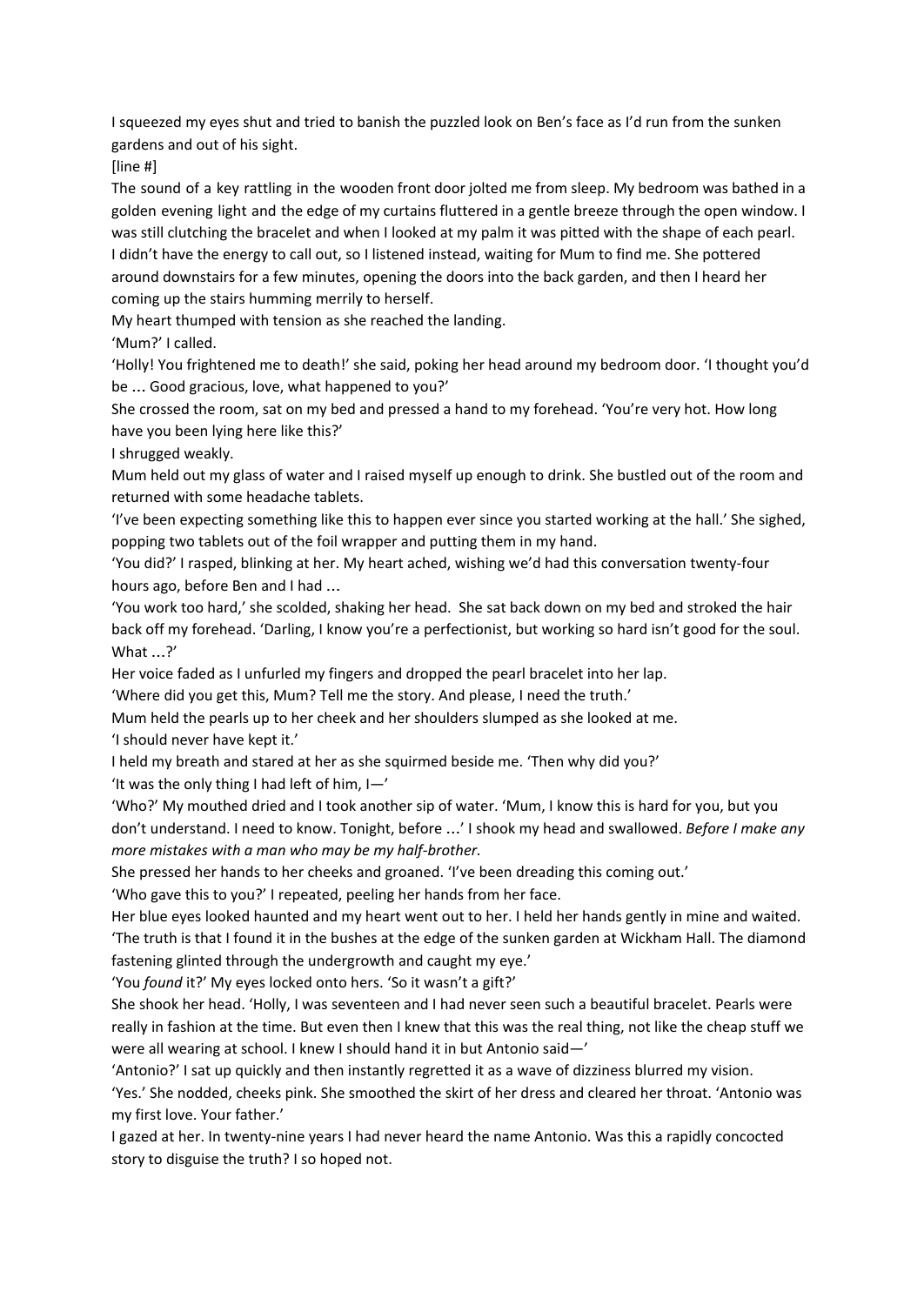I squeezed my eyes shut and tried to banish the puzzled look on Ben's face as I'd run from the sunken gardens and out of his sight.

[line #]

The sound of a key rattling in the wooden front door jolted me from sleep. My bedroom was bathed in a golden evening light and the edge of my curtains fluttered in a gentle breeze through the open window. I was still clutching the bracelet and when I looked at my palm it was pitted with the shape of each pearl.

I didn't have the energy to call out, so I listened instead, waiting for Mum to find me. She pottered around downstairs for a few minutes, opening the doors into the back garden, and then I heard her coming up the stairs humming merrily to herself.

My heart thumped with tension as she reached the landing.

'Mum?' I called.

'Holly! You frightened me to death!' she said, poking her head around my bedroom door. 'I thought you'd be … Good gracious, love, what happened to you?'

She crossed the room, sat on my bed and pressed a hand to my forehead. 'You're very hot. How long have you been lying here like this?'

I shrugged weakly.

Mum held out my glass of water and I raised myself up enough to drink. She bustled out of the room and returned with some headache tablets.

'I've been expecting something like this to happen ever since you started working at the hall.' She sighed, popping two tablets out of the foil wrapper and putting them in my hand.

'You did?' I rasped, blinking at her. My heart ached, wishing we'd had this conversation twenty-four hours ago, before Ben and I had …

'You work too hard,' she scolded, shaking her head. She sat back down on my bed and stroked the hair back off my forehead. 'Darling, I know you're a perfectionist, but working so hard isn't good for the soul. What …?'

Her voice faded as I unfurled my fingers and dropped the pearl bracelet into her lap.

'Where did you get this, Mum? Tell me the story. And please, I need the truth.'

Mum held the pearls up to her cheek and her shoulders slumped as she looked at me.

'I should never have kept it.'

I held my breath and stared at her as she squirmed beside me. 'Then why did you?'

'It was the only thing I had left of him, I—'

'Who?' My mouthed dried and I took another sip of water. 'Mum, I know this is hard for you, but you don't understand. I need to know. Tonight, before …' I shook my head and swallowed. *Before I make any more mistakes with a man who may be my half-brother.*

She pressed her hands to her cheeks and groaned. 'I've been dreading this coming out.'

'Who gave this to you?' I repeated, peeling her hands from her face.

Her blue eyes looked haunted and my heart went out to her. I held her hands gently in mine and waited.

'The truth is that I found it in the bushes at the edge of the sunken garden at Wickham Hall. The diamond fastening glinted through the undergrowth and caught my eye.'

'You *found* it?' My eyes locked onto hers. 'So it wasn't a gift?'

She shook her head. 'Holly, I was seventeen and I had never seen such a beautiful bracelet. Pearls were really in fashion at the time. But even then I knew that this was the real thing, not like the cheap stuff we were all wearing at school. I knew I should hand it in but Antonio said—'

'Antonio?' I sat up quickly and then instantly regretted it as a wave of dizziness blurred my vision.

'Yes.' She nodded, cheeks pink. She smoothed the skirt of her dress and cleared her throat. 'Antonio was my first love. Your father.'

I gazed at her. In twenty-nine years I had never heard the name Antonio. Was this a rapidly concocted story to disguise the truth? I so hoped not.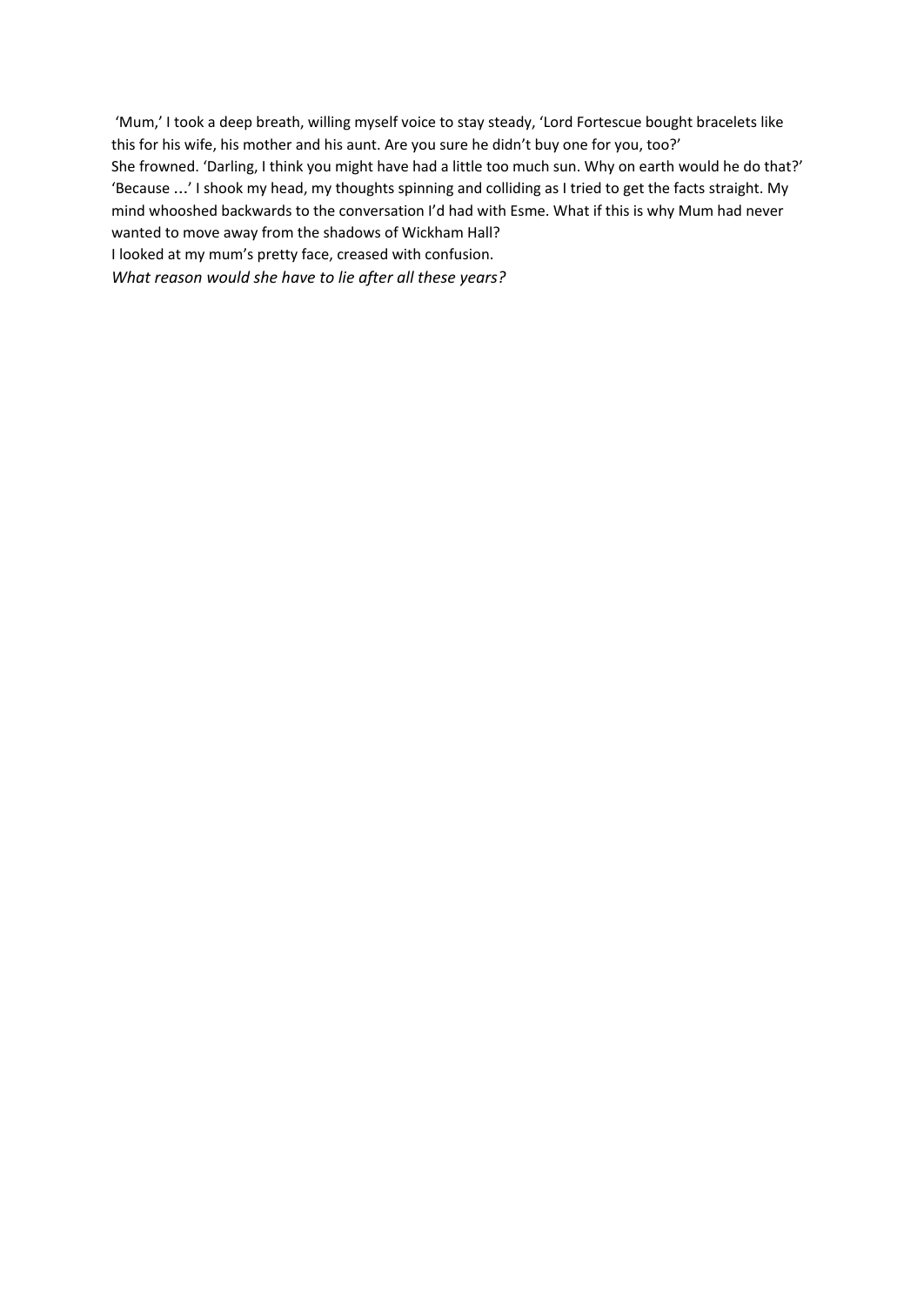'Mum,' I took a deep breath, willing myself voice to stay steady, 'Lord Fortescue bought bracelets like this for his wife, his mother and his aunt. Are you sure he didn't buy one for you, too?'

She frowned. 'Darling, I think you might have had a little too much sun. Why on earth would he do that?'

'Because …' I shook my head, my thoughts spinning and colliding as I tried to get the facts straight. My mind whooshed backwards to the conversation I'd had with Esme. What if this is why Mum had never wanted to move away from the shadows of Wickham Hall?

I looked at my mum's pretty face, creased with confusion.

*What reason would she have to lie after all these years?*